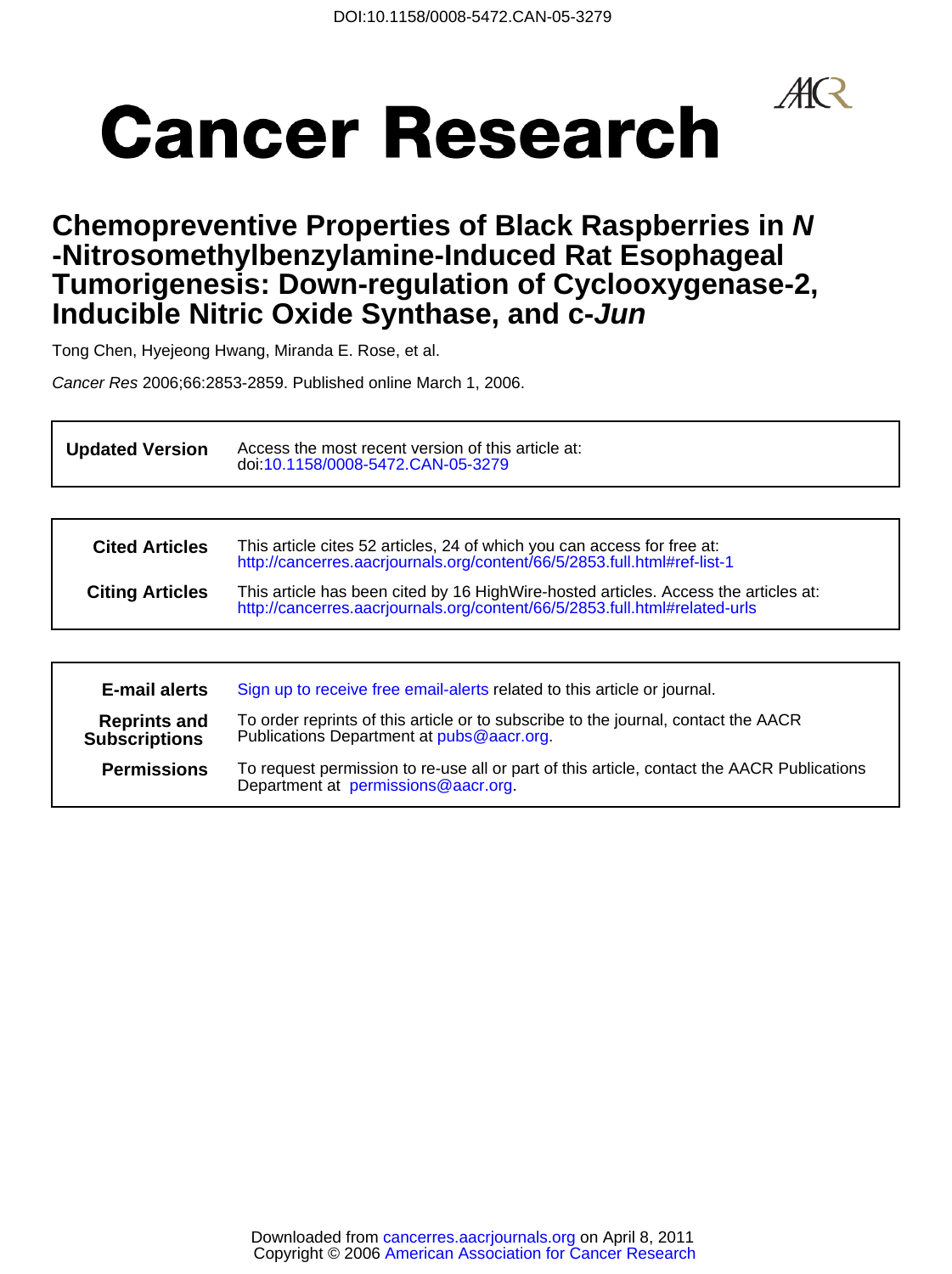DOI:10.1158/0008-5472.CAN-05-3279

# Cancer Research

## Chemopreventive Properties of Black Raspberries in *N*-Nitrosomethylbenzylamine-Induced Rat Esophageal Tumorigenesis: Down-regulation of Cyclooxygenase-2, Inducible Nitric Oxide Synthase, and c-*Jun*

Tong Chen, Hyejeong Hwang, Miranda E. Rose, et al.

*Cancer Res* 2006;66:2853-2859. Published online March 1, 2006.

| | |
|---|---|
| **Updated Version** | Access the most recent version of this article at: doi:10.1158/0008-5472.CAN-05-3279 |

| | |
|---|---|
| **Cited Articles** | This article cites 52 articles, 24 of which you can access for free at: http://cancerres.aacrjournals.org/content/66/5/2853.full.html#ref-list-1 |
| **Citing Articles** | This article has been cited by 16 HighWire-hosted articles. Access the articles at: http://cancerres.aacrjournals.org/content/66/5/2853.full.html#related-urls |

| | |
|---|---|
| **E-mail alerts** | Sign up to receive free email-alerts related to this article or journal. |
| **Reprints and Subscriptions** | To order reprints of this article or to subscribe to the journal, contact the AACR Publications Department at pubs@aacr.org. |
| **Permissions** | To request permission to re-use all or part of this article, contact the AACR Publications Department at permissions@aacr.org. |

Downloaded from cancerres.aacrjournals.org on April 8, 2011
Copyright © 2006 American Association for Cancer Research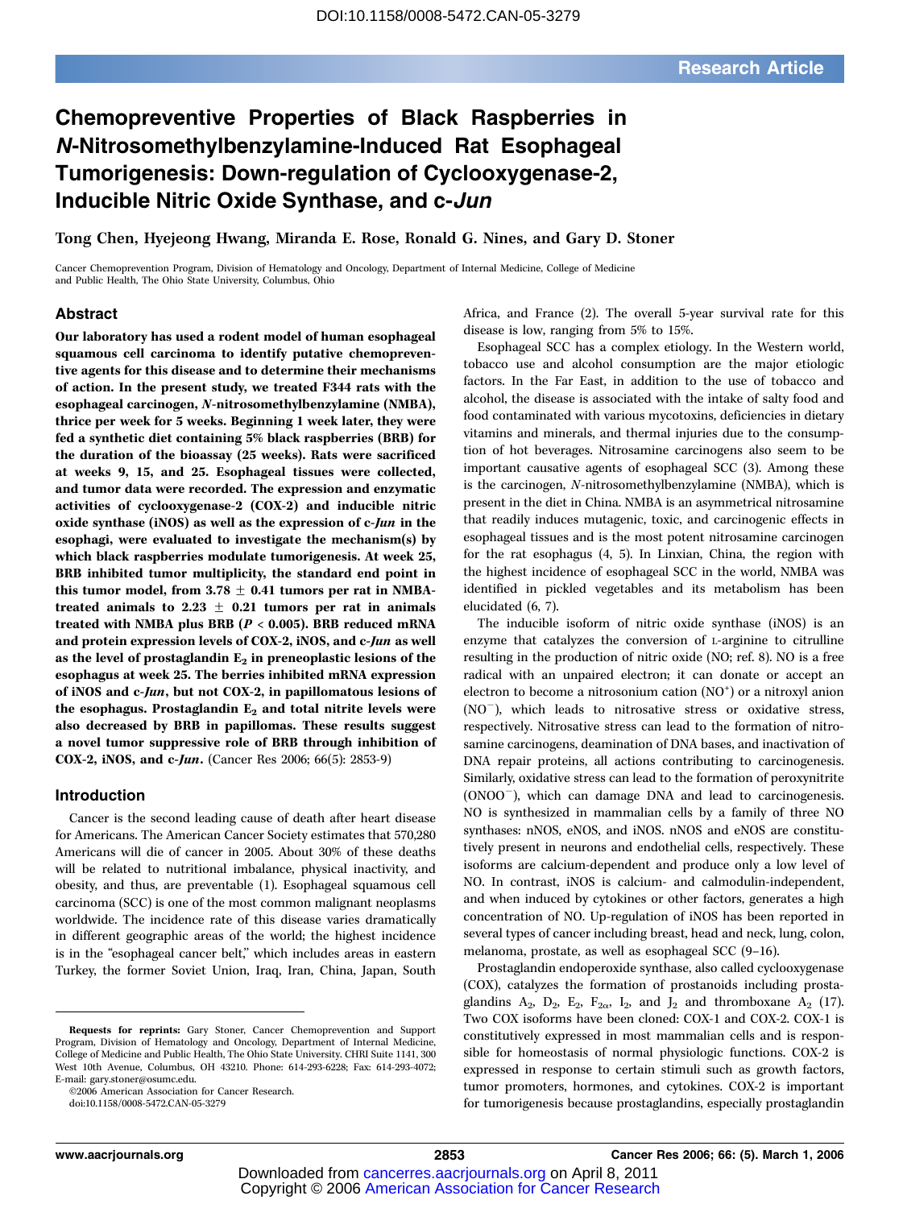# Chemopreventive Properties of Black Raspberries in *N*-Nitrosomethylbenzylamine-Induced Rat Esophageal Tumorigenesis: Down-regulation of Cyclooxygenase-2, Inducible Nitric Oxide Synthase, and *c-Jun*

**Tong Chen, Hyejeong Hwang, Miranda E. Rose, Ronald G. Nines, and Gary D. Stoner**

Cancer Chemoprevention Program, Division of Hematology and Oncology, Department of Internal Medicine, College of Medicine and Public Health, The Ohio State University, Columbus, Ohio

## Abstract

**Our laboratory has used a rodent model of human esophageal squamous cell carcinoma to identify putative chemopreventive agents for this disease and to determine their mechanisms of action. In the present study, we treated F344 rats with the esophageal carcinogen, *N*-nitrosomethylbenzylamine (NMBA), thrice per week for 5 weeks. Beginning 1 week later, they were fed a synthetic diet containing 5% black raspberries (BRB) for the duration of the bioassay (25 weeks). Rats were sacrificed at weeks 9, 15, and 25. Esophageal tissues were collected, and tumor data were recorded. The expression and enzymatic activities of cyclooxygenase-2 (COX-2) and inducible nitric oxide synthase (iNOS) as well as the expression of c-*Jun* in the esophagi, were evaluated to investigate the mechanism(s) by which black raspberries modulate tumorigenesis. At week 25, BRB inhibited tumor multiplicity, the standard end point in this tumor model, from 3.78 ± 0.41 tumors per rat in NMBA-treated animals to 2.23 ± 0.21 tumors per rat in animals treated with NMBA plus BRB ($P$ < 0.005). BRB reduced mRNA and protein expression levels of COX-2, iNOS, and c-*Jun* as well as the level of prostaglandin $E_2$ in preneoplastic lesions of the esophagus at week 25. The berries inhibited mRNA expression of iNOS and c-*Jun*, but not COX-2, in papillomatous lesions of the esophagus. Prostaglandin $E_2$ and total nitrite levels were also decreased by BRB in papillomas. These results suggest a novel tumor suppressive role of BRB through inhibition of COX-2, iNOS, and c-*Jun*.** (Cancer Res 2006; 66(5): 2853-9)

## Introduction

Cancer is the second leading cause of death after heart disease for Americans. The American Cancer Society estimates that 570,280 Americans will die of cancer in 2005. About 30% of these deaths will be related to nutritional imbalance, physical inactivity, and obesity, and thus, are preventable (1). Esophageal squamous cell carcinoma (SCC) is one of the most common malignant neoplasms worldwide. The incidence rate of this disease varies dramatically in different geographic areas of the world; the highest incidence is in the "esophageal cancer belt," which includes areas in eastern Turkey, the former Soviet Union, Iraq, Iran, China, Japan, South Africa, and France (2). The overall 5-year survival rate for this disease is low, ranging from 5% to 15%.

Esophageal SCC has a complex etiology. In the Western world, tobacco use and alcohol consumption are the major etiologic factors. In the Far East, in addition to the use of tobacco and alcohol, the disease is associated with the intake of salty food and food contaminated with various mycotoxins, deficiencies in dietary vitamins and minerals, and thermal injuries due to the consumption of hot beverages. Nitrosamine carcinogens also seem to be important causative agents of esophageal SCC (3). Among these is the carcinogen, *N*-nitrosomethylbenzylamine (NMBA), which is present in the diet in China. NMBA is an asymmetrical nitrosamine that readily induces mutagenic, toxic, and carcinogenic effects in esophageal tissues and is the most potent nitrosamine carcinogen for the rat esophagus (4, 5). In Linxian, China, the region with the highest incidence of esophageal SCC in the world, NMBA was identified in pickled vegetables and its metabolism has been elucidated (6, 7).

The inducible isoform of nitric oxide synthase (iNOS) is an enzyme that catalyzes the conversion of L-arginine to citrulline resulting in the production of nitric oxide (NO; ref. 8). NO is a free radical with an unpaired electron; it can donate or accept an electron to become a nitrosonium cation ($NO^+$) or a nitroxyl anion ($NO^-$), which leads to nitrosative stress or oxidative stress, respectively. Nitrosative stress can lead to the formation of nitrosamine carcinogens, deamination of DNA bases, and inactivation of DNA repair proteins, all actions contributing to carcinogenesis. Similarly, oxidative stress can lead to the formation of peroxynitrite ($ONOO^-$), which can damage DNA and lead to carcinogenesis. NO is synthesized in mammalian cells by a family of three NO synthases: nNOS, eNOS, and iNOS. nNOS and eNOS are constitutively present in neurons and endothelial cells, respectively. These isoforms are calcium-dependent and produce only a low level of NO. In contrast, iNOS is calcium- and calmodulin-independent, and when induced by cytokines or other factors, generates a high concentration of NO. Up-regulation of iNOS has been reported in several types of cancer including breast, head and neck, lung, colon, melanoma, prostate, as well as esophageal SCC (9–16).

Prostaglandin endoperoxide synthase, also called cyclooxygenase (COX), catalyzes the formation of prostanoids including prostaglandins $A_2$, $D_2$, $E_2$, $F_{2\alpha}$, $I_2$, and $J_2$ and thromboxane $A_2$ (17). Two COX isoforms have been cloned: COX-1 and COX-2. COX-1 is constitutively expressed in most mammalian cells and is responsible for homeostasis of normal physiologic functions. COX-2 is expressed in response to certain stimuli such as growth factors, tumor promoters, hormones, and cytokines. COX-2 is important for tumorigenesis because prostaglandins, especially prostaglandin

**Requests for reprints:** Gary Stoner, Cancer Chemoprevention and Support Program, Division of Hematology and Oncology, Department of Internal Medicine, College of Medicine and Public Health, The Ohio State University. CHRI Suite 1141, 300 West 10th Avenue, Columbus, OH 43210. Phone: 614-293-6228; Fax: 614-293-4072; E-mail: gary.stoner@osumc.edu.

©2006 American Association for Cancer Research.
doi:10.1158/0008-5472.CAN-05-3279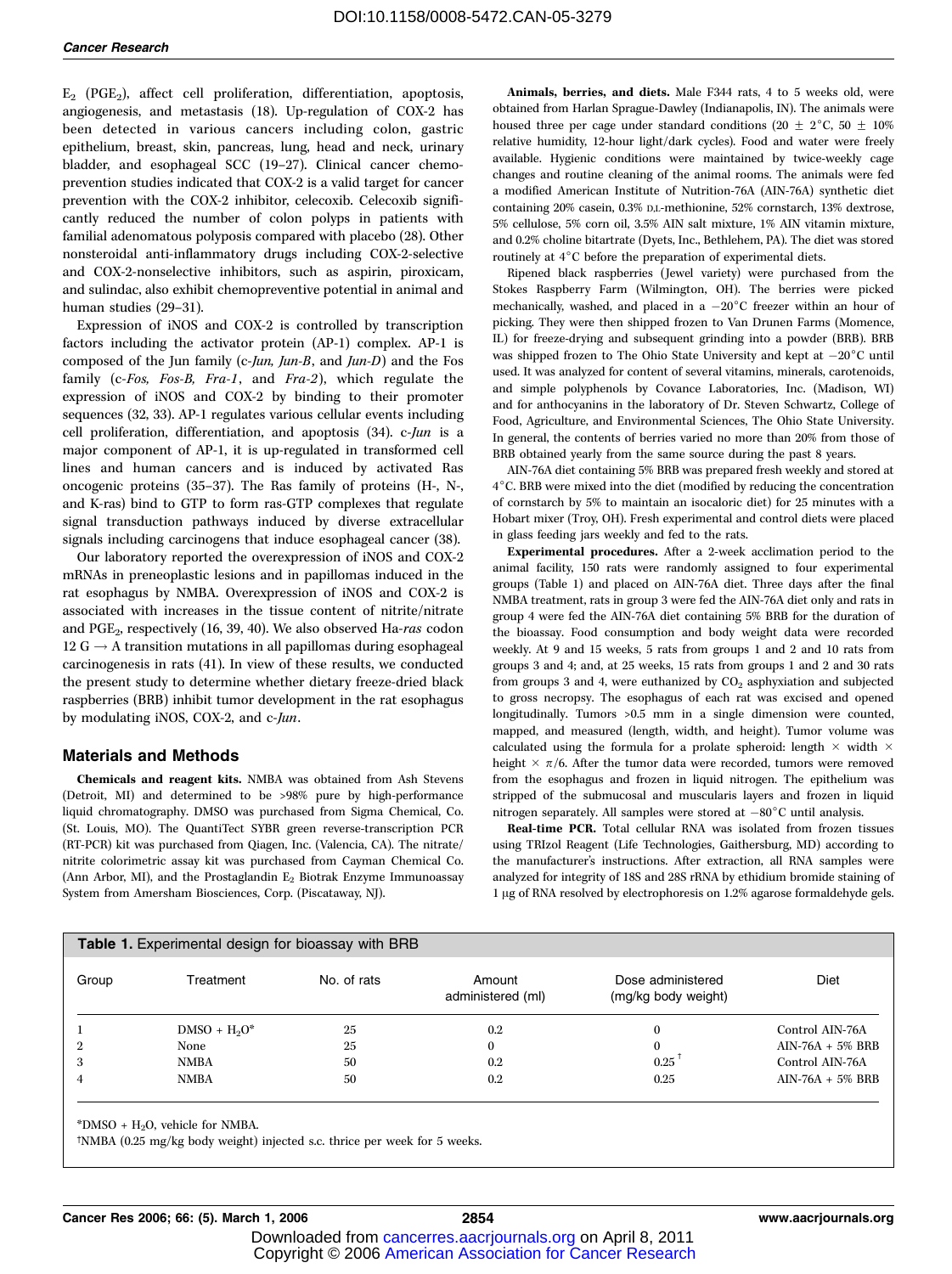$E_2$ ($PGE_2$), affect cell proliferation, differentiation, apoptosis, angiogenesis, and metastasis (18). Up-regulation of COX-2 has been detected in various cancers including colon, gastric epithelium, breast, skin, pancreas, lung, head and neck, urinary bladder, and esophageal SCC (19–27). Clinical cancer chemoprevention studies indicated that COX-2 is a valid target for cancer prevention with the COX-2 inhibitor, celecoxib. Celecoxib significantly reduced the number of colon polyps in patients with familial adenomatous polyposis compared with placebo (28). Other nonsteroidal anti-inflammatory drugs including COX-2-selective and COX-2-nonselective inhibitors, such as aspirin, piroxicam, and sulindac, also exhibit chemopreventive potential in animal and human studies (29–31).

Expression of iNOS and COX-2 is controlled by transcription factors including the activator protein (AP-1) complex. AP-1 is composed of the Jun family (*c-Jun, Jun-B*, and *Jun-D*) and the Fos family (*c-Fos, Fos-B, Fra-1*, and *Fra-2*), which regulate the expression of iNOS and COX-2 by binding to their promoter sequences (32, 33). AP-1 regulates various cellular events including cell proliferation, differentiation, and apoptosis (34). c-*Jun* is a major component of AP-1, it is up-regulated in transformed cell lines and human cancers and is induced by activated Ras oncogenic proteins (35–37). The Ras family of proteins (H-, N-, and K-ras) bind to GTP to form ras-GTP complexes that regulate signal transduction pathways induced by diverse extracellular signals including carcinogens that induce esophageal cancer (38).

Our laboratory reported the overexpression of iNOS and COX-2 mRNAs in preneoplastic lesions and in papillomas induced in the rat esophagus by NMBA. Overexpression of iNOS and COX-2 is associated with increases in the tissue content of nitrite/nitrate and $PGE_2$, respectively (16, 39, 40). We also observed Ha-*ras* codon 12 G → A transition mutations in all papillomas during esophageal carcinogenesis in rats (41). In view of these results, we conducted the present study to determine whether dietary freeze-dried black raspberries (BRB) inhibit tumor development in the rat esophagus by modulating iNOS, COX-2, and c-*Jun*.

## Materials and Methods

**Chemicals and reagent kits.** NMBA was obtained from Ash Stevens (Detroit, MI) and determined to be >98% pure by high-performance liquid chromatography. DMSO was purchased from Sigma Chemical, Co. (St. Louis, MO). The QuantiTect SYBR green reverse-transcription PCR (RT-PCR) kit was purchased from Qiagen, Inc. (Valencia, CA). The nitrate/nitrite colorimetric assay kit was purchased from Cayman Chemical Co. (Ann Arbor, MI), and the Prostaglandin $E_2$ Biotrak Enzyme Immunoassay System from Amersham Biosciences, Corp. (Piscataway, NJ).

**Animals, berries, and diets.** Male F344 rats, 4 to 5 weeks old, were obtained from Harlan Sprague-Dawley (Indianapolis, IN). The animals were housed three per cage under standard conditions (20 ± 2°C, 50 ± 10% relative humidity, 12-hour light/dark cycles). Food and water were freely available. Hygienic conditions were maintained by twice-weekly cage changes and routine cleaning of the animal rooms. The animals were fed a modified American Institute of Nutrition-76A (AIN-76A) synthetic diet containing 20% casein, 0.3% DL-methionine, 52% cornstarch, 13% dextrose, 5% cellulose, 5% corn oil, 3.5% AIN salt mixture, 1% AIN vitamin mixture, and 0.2% choline bitartrate (Dyets, Inc., Bethlehem, PA). The diet was stored routinely at 4°C before the preparation of experimental diets.

Ripened black raspberries (Jewel variety) were purchased from the Stokes Raspberry Farm (Wilmington, OH). The berries were picked mechanically, washed, and placed in a −20°C freezer within an hour of picking. They were then shipped frozen to Van Drunen Farms (Momence, IL) for freeze-drying and subsequent grinding into a powder (BRB). BRB was shipped frozen to The Ohio State University and kept at −20°C until used. It was analyzed for content of several vitamins, minerals, carotenoids, and simple polyphenols by Covance Laboratories, Inc. (Madison, WI) and for anthocyanins in the laboratory of Dr. Steven Schwartz, College of Food, Agriculture, and Environmental Sciences, The Ohio State University. In general, the contents of berries varied no more than 20% from those of BRB obtained yearly from the same source during the past 8 years.

AIN-76A diet containing 5% BRB was prepared fresh weekly and stored at 4°C. BRB were mixed into the diet (modified by reducing the concentration of cornstarch by 5% to maintain an isocaloric diet) for 25 minutes with a Hobart mixer (Troy, OH). Fresh experimental and control diets were placed in glass feeding jars weekly and fed to the rats.

**Experimental procedures.** After a 2-week acclimation period to the animal facility, 150 rats were randomly assigned to four experimental groups (Table 1) and placed on AIN-76A diet. Three days after the final NMBA treatment, rats in group 3 were fed the AIN-76A diet only and rats in group 4 were fed the AIN-76A diet containing 5% BRB for the duration of the bioassay. Food consumption and body weight data were recorded weekly. At 9 and 15 weeks, 5 rats from groups 1 and 2 and 10 rats from groups 3 and 4; and, at 25 weeks, 15 rats from groups 1 and 2 and 30 rats from groups 3 and 4, were euthanized by $CO_2$ asphyxiation and subjected to gross necropsy. The esophagus of each rat was excised and opened longitudinally. Tumors >0.5 mm in a single dimension were counted, mapped, and measured (length, width, and height). Tumor volume was calculated using the formula for a prolate spheroid: length × width × height × $\pi/6$. After the tumor data were recorded, tumors were removed from the esophagus and frozen in liquid nitrogen. The epithelium was stripped of the submucosal and muscularis layers and frozen in liquid nitrogen separately. All samples were stored at −80°C until analysis.

**Real-time PCR.** Total cellular RNA was isolated from frozen tissues using TRIzol Reagent (Life Technologies, Gaithersburg, MD) according to the manufacturer's instructions. After extraction, all RNA samples were analyzed for integrity of 18S and 28S rRNA by ethidium bromide staining of 1 μg of RNA resolved by electrophoresis on 1.2% agarose formaldehyde gels.

**Table 1.** Experimental design for bioassay with BRB

| Group | Treatment | No. of rats | Amount administered (ml) | Dose administered (mg/kg body weight) | Diet |
|---|---|---|---|---|---|
| 1 | DMSO + $H_2O$* | 25 | 0.2 | 0 | Control AIN-76A |
| 2 | None | 25 | 0 | 0 | AIN-76A + 5% BRB |
| 3 | NMBA | 50 | 0.2 | 0.25 † | Control AIN-76A |
| 4 | NMBA | 50 | 0.2 | 0.25 | AIN-76A + 5% BRB |

*DMSO + $H_2O$, vehicle for NMBA.

†NMBA (0.25 mg/kg body weight) injected s.c. thrice per week for 5 weeks.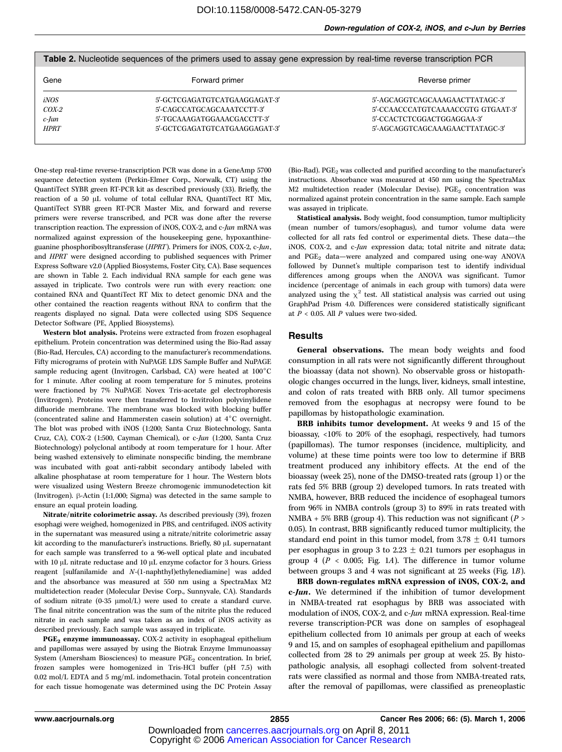**Table 2.** Nucleotide sequences of the primers used to assay gene expression by real-time reverse transcription PCR

| Gene | Forward primer | Reverse primer |
|---|---|---|
| *iNOS* | 5′-GCTCGAGATGTCATGAAGGAGAT-3′ | 5′-AGCAGGTCAGCAAAGAACTTATAGC-3′ |
| *COX-2* | 5′-CAGCCATGCAGCAAATCCTT-3′ | 5′-CCAACCCATGTCAAAACCGTG GTGAAT-3′ |
| *c-Jun* | 5′-TGCAAAGATGGAAACGACCTT-3′ | 5′-CCACTCTCGGACTGGAGGAA-3′ |
| *HPRT* | 5′-GCTCGAGATGTCATGAAGGAGAT-3′ | 5′-AGCAGGTCAGCAAAGAACTTATAGC-3′ |

One-step real-time reverse-transcription PCR was done in a GeneAmp 5700 sequence detection system (Perkin-Elmer Corp., Norwalk, CT) using the QuantiTect SYBR green RT-PCR kit as described previously (33). Briefly, the reaction of a 50 μL volume of total cellular RNA, QuantiTect RT Mix, QuantiTect SYBR green RT-PCR Master Mix, and forward and reverse primers were reverse transcribed, and PCR was done after the reverse transcription reaction. The expression of iNOS, COX-2, and c-*Jun* mRNA was normalized against expression of the housekeeping gene, hypoxanthine-guanine phosphoribosyltransferase (*HPRT*). Primers for iNOS, COX-2, c-*Jun*, and *HPRT* were designed according to published sequences with Primer Express Software v2.0 (Applied Biosystems, Foster City, CA). Base sequences are shown in Table 2. Each individual RNA sample for each gene was assayed in triplicate. Two controls were run with every reaction: one contained RNA and QuantiTect RT Mix to detect genomic DNA and the other contained the reaction reagents without RNA to confirm that the reagents displayed no signal. Data were collected using SDS Sequence Detector Software (PE, Applied Biosystems).

**Western blot analysis.** Proteins were extracted from frozen esophageal epithelium. Protein concentration was determined using the Bio-Rad assay (Bio-Rad, Hercules, CA) according to the manufacturer's recommendations. Fifty micrograms of protein with NuPAGE LDS Sample Buffer and NuPAGE sample reducing agent (Invitrogen, Carlsbad, CA) were heated at 100°C for 1 minute. After cooling at room temperature for 5 minutes, proteins were fractioned by 7% NuPAGE Novex Tris-acetate gel electrophoresis (Invitrogen). Proteins were then transferred to Invitrolon polyvinylidene difluoride membrane. The membrane was blocked with blocking buffer (concentrated saline and Hammersten casein solution) at 4°C overnight. The blot was probed with iNOS (1:200; Santa Cruz Biotechnology, Santa Cruz, CA), COX-2 (1:500, Cayman Chemical), or c-*Jun* (1:200, Santa Cruz Biotechnology) polyclonal antibody at room temperature for 1 hour. After being washed extensively to eliminate nonspecific binding, the membrane was incubated with goat anti-rabbit secondary antibody labeled with alkaline phosphatase at room temperature for 1 hour. The Western blots were visualized using Western Breeze chromogenic immunodetection kit (Invitrogen). β-Actin (1:1,000; Sigma) was detected in the same sample to ensure an equal protein loading.

**Nitrate/nitrite colorimetric assay.** As described previously (39), frozen esophagi were weighed, homogenized in PBS, and centrifuged. iNOS activity in the supernatant was measured using a nitrate/nitrite colorimetric assay kit according to the manufacturer's instructions. Briefly, 80 μL supernatant for each sample was transferred to a 96-well optical plate and incubated with 10 μL nitrate reductase and 10 μL enzyme cofactor for 3 hours. Griess reagent [sulfanilamide and *N*-(1-naphthyl)ethylenediamine] was added and the absorbance was measured at 550 nm using a SpectraMax M2 multidetection reader (Molecular Devise Corp., Sunnyvale, CA). Standards of sodium nitrate (0-35 μmol/L) were used to create a standard curve. The final nitrite concentration was the sum of the nitrite plus the reduced nitrate in each sample and was taken as an index of iNOS activity as described previously. Each sample was assayed in triplicate.

**$PGE_2$ enzyme immunoassay.** COX-2 activity in esophageal epithelium and papillomas were assayed by using the Biotrak Enzyme Immunoassay System (Amersham Biosciences) to measure $PGE_2$ concentration. In brief, frozen samples were homogenized in Tris-HCl buffer (pH 7.5) with 0.02 mol/L EDTA and 5 mg/mL indomethacin. Total protein concentration for each tissue homogenate was determined using the DC Protein Assay (Bio-Rad). $PGE_2$ was collected and purified according to the manufacturer's instructions. Absorbance was measured at 450 nm using the SpectraMax M2 multidetection reader (Molecular Devise). $PGE_2$ concentration was normalized against protein concentration in the same sample. Each sample was assayed in triplicate.

**Statistical analysis.** Body weight, food consumption, tumor multiplicity (mean number of tumors/esophagus), and tumor volume data were collected for all rats fed control or experimental diets. These data—the iNOS, COX-2, and c-*Jun* expression data; total nitrite and nitrate data; and $PGE_2$ data—were analyzed and compared using one-way ANOVA followed by Dunnet's multiple comparison test to identify individual differences among groups when the ANOVA was significant. Tumor incidence (percentage of animals in each group with tumors) data were analyzed using the $\chi^2$ test. All statistical analysis was carried out using GraphPad Prism 4.0. Differences were considered statistically significant at $P < 0.05$. All $P$ values were two-sided.

## Results

**General observations.** The mean body weights and food consumption in all rats were not significantly different throughout the bioassay (data not shown). No observable gross or histopathologic changes occurred in the lungs, liver, kidneys, small intestine, and colon of rats treated with BRB only. All tumor specimens removed from the esophagus at necropsy were found to be papillomas by histopathologic examination.

**BRB inhibits tumor development.** At weeks 9 and 15 of the bioassay, <10% to 20% of the esophagi, respectively, had tumors (papillomas). The tumor responses (incidence, multiplicity, and volume) at these time points were too low to determine if BRB treatment produced any inhibitory effects. At the end of the bioassay (week 25), none of the DMSO-treated rats (group 1) or the rats fed 5% BRB (group 2) developed tumors. In rats treated with NMBA, however, BRB reduced the incidence of esophageal tumors from 96% in NMBA controls (group 3) to 89% in rats treated with NMBA + 5% BRB (group 4). This reduction was not significant ($P > 0.05$). In contrast, BRB significantly reduced tumor multiplicity, the standard end point in this tumor model, from 3.78 ± 0.41 tumors per esophagus in group 3 to 2.23 ± 0.21 tumors per esophagus in group 4 ($P < 0.005$; Fig. 1*A*). The difference in tumor volume between groups 3 and 4 was not significant at 25 weeks (Fig. 1*B*).

**BRB down-regulates mRNA expression of iNOS, COX-2, and c-*Jun*.** We determined if the inhibition of tumor development in NMBA-treated rat esophagus by BRB was associated with modulation of iNOS, COX-2, and c-*Jun* mRNA expression. Real-time reverse transcription-PCR was done on samples of esophageal epithelium collected from 10 animals per group at each of weeks 9 and 15, and on samples of esophageal epithelium and papillomas collected from 28 to 29 animals per group at week 25. By histopathologic analysis, all esophagi collected from solvent-treated rats were classified as normal and those from NMBA-treated rats, after the removal of papillomas, were classified as preneoplastic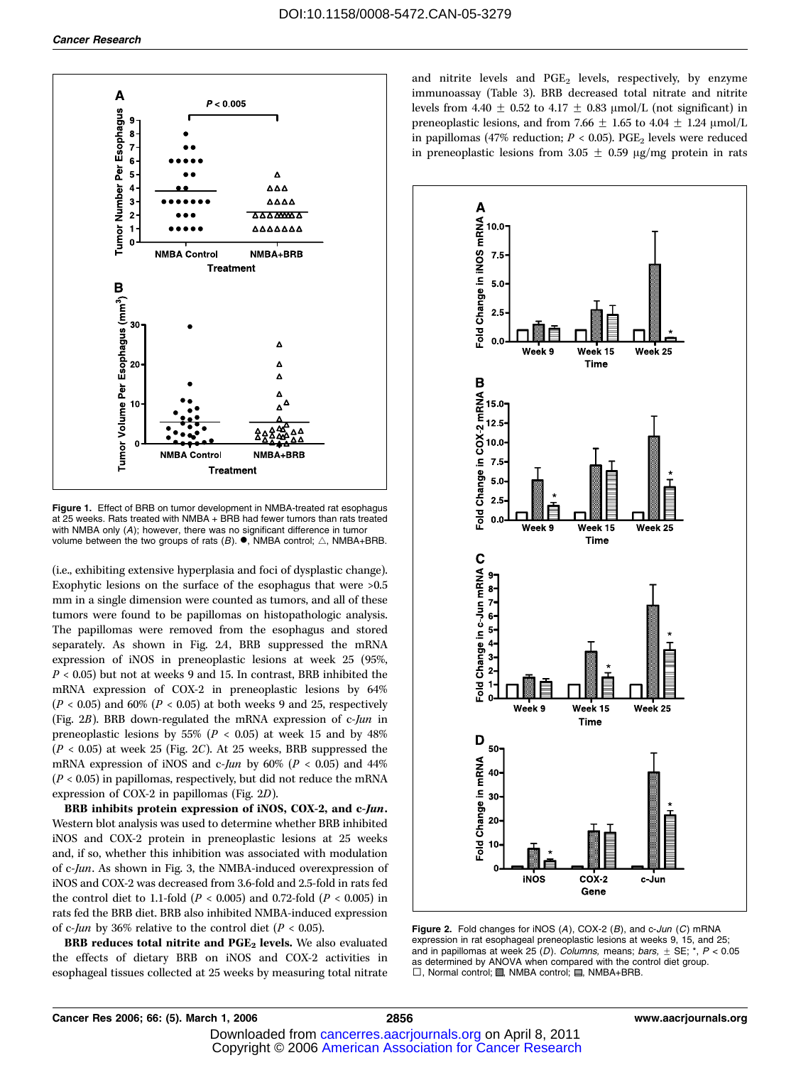Figure 1. Effect of BRB on tumor development in NMBA-treated rat esophagus at 25 weeks. Rats treated with NMBA + BRB had fewer tumors than rats treated with NMBA only (*A*); however, there was no significant difference in tumor volume between the two groups of rats (*B*). ●, NMBA control; △, NMBA+BRB.

(i.e., exhibiting extensive hyperplasia and foci of dysplastic change). Exophytic lesions on the surface of the esophagus that were >0.5 mm in a single dimension were counted as tumors, and all of these tumors were found to be papillomas on histopathologic analysis. The papillomas were removed from the esophagus and stored separately. As shown in Fig. 2*A*, BRB suppressed the mRNA expression of iNOS in preneoplastic lesions at week 25 (95%, $P < 0.05$) but not at weeks 9 and 15. In contrast, BRB inhibited the mRNA expression of COX-2 in preneoplastic lesions by 64% ($P < 0.05$) and 60% ($P < 0.05$) at both weeks 9 and 25, respectively (Fig. 2*B*). BRB down-regulated the mRNA expression of c-*Jun* in preneoplastic lesions by 55% ($P < 0.05$) at week 15 and by 48% ($P < 0.05$) at week 25 (Fig. 2*C*). At 25 weeks, BRB suppressed the mRNA expression of iNOS and c-*Jun* by 60% ($P < 0.05$) and 44% ($P < 0.05$) in papillomas, respectively, but did not reduce the mRNA expression of COX-2 in papillomas (Fig. 2*D*).

**BRB inhibits protein expression of iNOS, COX-2, and c-*Jun*.** Western blot analysis was used to determine whether BRB inhibited iNOS and COX-2 protein in preneoplastic lesions at 25 weeks and, if so, whether this inhibition was associated with modulation of c-*Jun*. As shown in Fig. 3, the NMBA-induced overexpression of iNOS and COX-2 was decreased from 3.6-fold and 2.5-fold in rats fed the control diet to 1.1-fold ($P < 0.005$) and 0.72-fold ($P < 0.005$) in rats fed the BRB diet. BRB also inhibited NMBA-induced expression of c-*Jun* by 36% relative to the control diet ($P < 0.05$).

**BRB reduces total nitrite and $PGE_2$ levels.** We also evaluated the effects of dietary BRB on iNOS and COX-2 activities in esophageal tissues collected at 25 weeks by measuring total nitrate and nitrite levels and $PGE_2$ levels, respectively, by enzyme immunoassay (Table 3). BRB decreased total nitrate and nitrite levels from 4.40 ± 0.52 to 4.17 ± 0.83 μmol/L (not significant) in preneoplastic lesions, and from 7.66 ± 1.65 to 4.04 ± 1.24 μmol/L in papillomas (47% reduction; $P < 0.05$). $PGE_2$ levels were reduced in preneoplastic lesions from 3.05 ± 0.59 μg/mg protein in rats

Figure 2. Fold changes for iNOS (*A*), COX-2 (*B*), and c-*Jun* (*C*) mRNA expression in rat esophageal preneoplastic lesions at weeks 9, 15, and 25; and in papillomas at week 25 (*D*). *Columns,* means; *bars,* ± SE; *, $P < 0.05$ as determined by ANOVA when compared with the control diet group. □, Normal control; ▦, NMBA control; ▤, NMBA+BRB.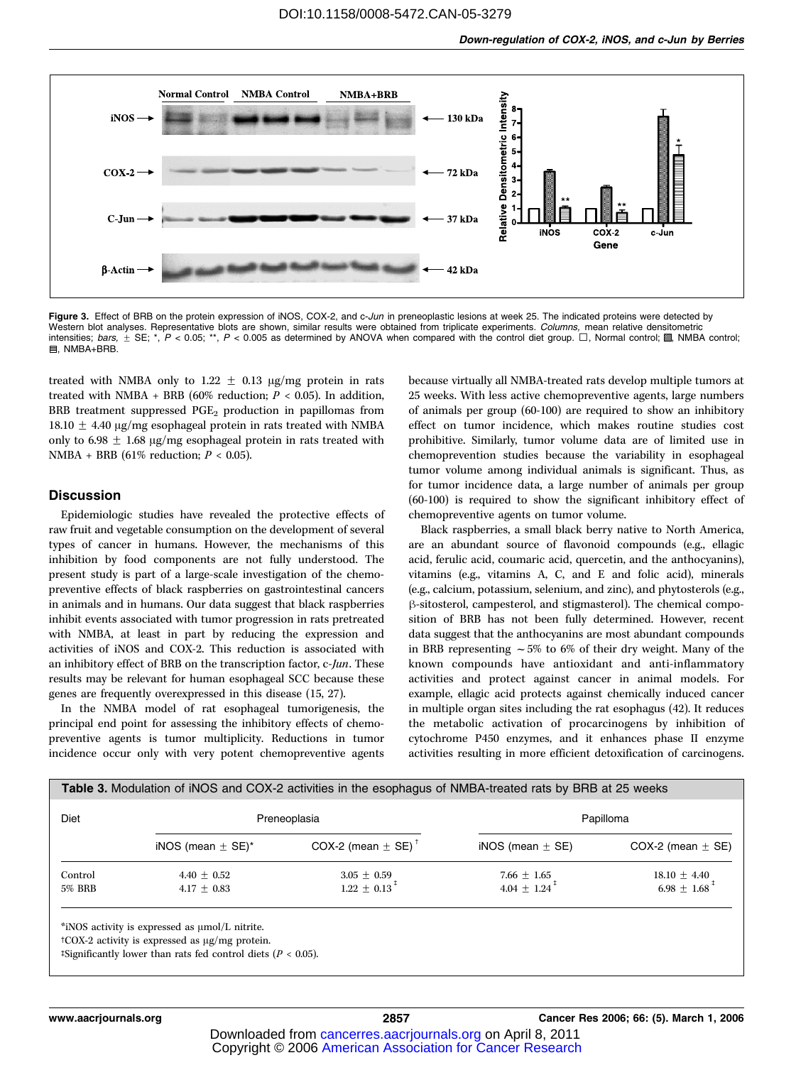Figure 3. Effect of BRB on the protein expression of iNOS, COX-2, and c-*Jun* in preneoplastic lesions at week 25. The indicated proteins were detected by Western blot analyses. Representative blots are shown, similar results were obtained from triplicate experiments. *Columns,* mean relative densitometric intensities; *bars,* ± SE; *, $P < 0.05$; **, $P < 0.005$ as determined by ANOVA when compared with the control diet group. □, Normal control; ▩, NMBA control; ▤, NMBA+BRB.

treated with NMBA only to 1.22 ± 0.13 µg/mg protein in rats treated with NMBA + BRB (60% reduction; $P < 0.05$). In addition, BRB treatment suppressed $PGE_2$ production in papillomas from 18.10 ± 4.40 µg/mg esophageal protein in rats treated with NMBA only to 6.98 ± 1.68 µg/mg esophageal protein in rats treated with NMBA + BRB (61% reduction; $P < 0.05$).

## Discussion

Epidemiologic studies have revealed the protective effects of raw fruit and vegetable consumption on the development of several types of cancer in humans. However, the mechanisms of this inhibition by food components are not fully understood. The present study is part of a large-scale investigation of the chemopreventive effects of black raspberries on gastrointestinal cancers in animals and in humans. Our data suggest that black raspberries inhibit events associated with tumor progression in rats pretreated with NMBA, at least in part by reducing the expression and activities of iNOS and COX-2. This reduction is associated with an inhibitory effect of BRB on the transcription factor, c-*Jun*. These results may be relevant for human esophageal SCC because these genes are frequently overexpressed in this disease (15, 27).

In the NMBA model of rat esophageal tumorigenesis, the principal end point for assessing the inhibitory effects of chemopreventive agents is tumor multiplicity. Reductions in tumor incidence occur only with very potent chemopreventive agents because virtually all NMBA-treated rats develop multiple tumors at 25 weeks. With less active chemopreventive agents, large numbers of animals per group (60-100) are required to show an inhibitory effect on tumor incidence, which makes routine studies cost prohibitive. Similarly, tumor volume data are of limited use in chemoprevention studies because the variability in esophageal tumor volume among individual animals is significant. Thus, as for tumor incidence data, a large number of animals per group (60-100) is required to show the significant inhibitory effect of chemopreventive agents on tumor volume.

Black raspberries, a small black berry native to North America, are an abundant source of flavonoid compounds (e.g., ellagic acid, ferulic acid, coumaric acid, quercetin, and the anthocyanins), vitamins (e.g., vitamins A, C, and E and folic acid), minerals (e.g., calcium, potassium, selenium, and zinc), and phytosterols (e.g., β-sitosterol, campesterol, and stigmasterol). The chemical composition of BRB has not been fully determined. However, recent data suggest that the anthocyanins are most abundant compounds in BRB representing ~5% to 6% of their dry weight. Many of the known compounds have antioxidant and anti-inflammatory activities and protect against cancer in animal models. For example, ellagic acid protects against chemically induced cancer in multiple organ sites including the rat esophagus (42). It reduces the metabolic activation of procarcinogens by inhibition of cytochrome P450 enzymes, and it enhances phase II enzyme activities resulting in more efficient detoxification of carcinogens.

**Table 3.** Modulation of iNOS and COX-2 activities in the esophagus of NMBA-treated rats by BRB at 25 weeks

| Diet | Preneoplasia | | Papilloma | |
|---|---|---|---|---|
| | iNOS (mean ± SE)* | COX-2 (mean ± SE)† | iNOS (mean ± SE) | COX-2 (mean ± SE) |
| Control | 4.40 ± 0.52 | 3.05 ± 0.59 | 7.66 ± 1.65 | 18.10 ± 4.40 |
| 5% BRB | 4.17 ± 0.83 | 1.22 ± 0.13‡ | 4.04 ± 1.24‡ | 6.98 ± 1.68‡ |

*iNOS activity is expressed as µmol/L nitrite.
†COX-2 activity is expressed as µg/mg protein.
‡Significantly lower than rats fed control diets ($P < 0.05$).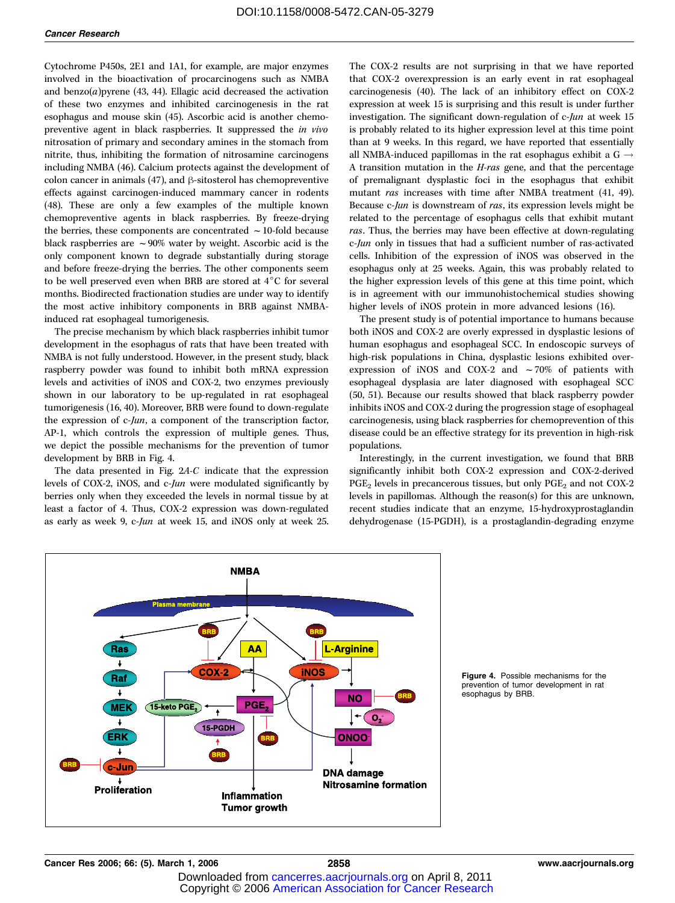Cytochrome P450s, 2E1 and 1A1, for example, are major enzymes involved in the bioactivation of procarcinogens such as NMBA and benzo(*a*)pyrene (43, 44). Ellagic acid decreased the activation of these two enzymes and inhibited carcinogenesis in the rat esophagus and mouse skin (45). Ascorbic acid is another chemopreventive agent in black raspberries. It suppressed the *in vivo* nitrosation of primary and secondary amines in the stomach from nitrite, thus, inhibiting the formation of nitrosamine carcinogens including NMBA (46). Calcium protects against the development of colon cancer in animals (47), and β-sitosterol has chemopreventive effects against carcinogen-induced mammary cancer in rodents (48). These are only a few examples of the multiple known chemopreventive agents in black raspberries. By freeze-drying the berries, these components are concentrated ~10-fold because black raspberries are ~90% water by weight. Ascorbic acid is the only component known to degrade substantially during storage and before freeze-drying the berries. The other components seem to be well preserved even when BRB are stored at 4°C for several months. Biodirected fractionation studies are under way to identify the most active inhibitory components in BRB against NMBA-induced rat esophageal tumorigenesis.

The precise mechanism by which black raspberries inhibit tumor development in the esophagus of rats that have been treated with NMBA is not fully understood. However, in the present study, black raspberry powder was found to inhibit both mRNA expression levels and activities of iNOS and COX-2, two enzymes previously shown in our laboratory to be up-regulated in rat esophageal tumorigenesis (16, 40). Moreover, BRB were found to down-regulate the expression of c-*Jun*, a component of the transcription factor, AP-1, which controls the expression of multiple genes. Thus, we depict the possible mechanisms for the prevention of tumor development by BRB in Fig. 4.

The data presented in Fig. 2*A-C* indicate that the expression levels of COX-2, iNOS, and c-*Jun* were modulated significantly by berries only when they exceeded the levels in normal tissue by at least a factor of 4. Thus, COX-2 expression was down-regulated as early as week 9, c-*Jun* at week 15, and iNOS only at week 25. The COX-2 results are not surprising in that we have reported that COX-2 overexpression is an early event in rat esophageal carcinogenesis (40). The lack of an inhibitory effect on COX-2 expression at week 15 is surprising and this result is under further investigation. The significant down-regulation of c-*Jun* at week 15 is probably related to its higher expression level at this time point than at 9 weeks. In this regard, we have reported that essentially all NMBA-induced papillomas in the rat esophagus exhibit a G → A transition mutation in the *H-ras* gene, and that the percentage of premalignant dysplastic foci in the esophagus that exhibit mutant *ras* increases with time after NMBA treatment (41, 49). Because c-*Jun* is downstream of *ras*, its expression levels might be related to the percentage of esophagus cells that exhibit mutant *ras*. Thus, the berries may have been effective at down-regulating c-*Jun* only in tissues that had a sufficient number of ras-activated cells. Inhibition of the expression of iNOS was observed in the esophagus only at 25 weeks. Again, this was probably related to the higher expression levels of this gene at this time point, which is in agreement with our immunohistochemical studies showing higher levels of iNOS protein in more advanced lesions (16).

The present study is of potential importance to humans because both iNOS and COX-2 are overly expressed in dysplastic lesions of human esophagus and esophageal SCC. In endoscopic surveys of high-risk populations in China, dysplastic lesions exhibited overexpression of iNOS and COX-2 and ~70% of patients with esophageal dysplasia are later diagnosed with esophageal SCC (50, 51). Because our results showed that black raspberry powder inhibits iNOS and COX-2 during the progression stage of esophageal carcinogenesis, using black raspberries for chemoprevention of this disease could be an effective strategy for its prevention in high-risk populations.

Interestingly, in the current investigation, we found that BRB significantly inhibit both COX-2 expression and COX-2-derived $PGE_2$ levels in precancerous tissues, but only $PGE_2$ and not COX-2 levels in papillomas. Although the reason(s) for this are unknown, recent studies indicate that an enzyme, 15-hydroxyprostaglandin dehydrogenase (15-PGDH), is a prostaglandin-degrading enzyme

**Figure 4.** Possible mechanisms for the prevention of tumor development in rat esophagus by BRB.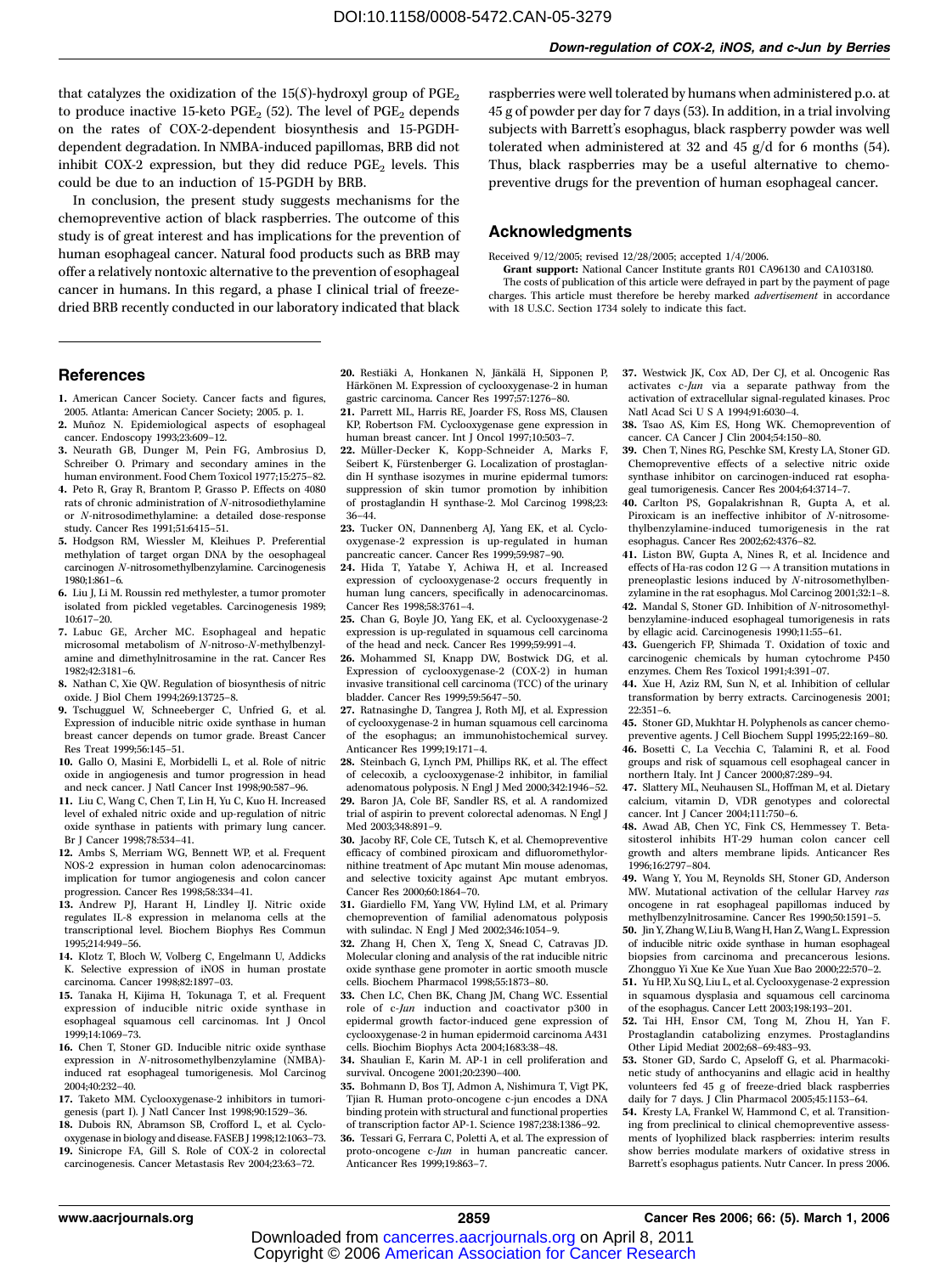that catalyzes the oxidization of the 15(*S*)-hydroxyl group of $PGE_2$ to produce inactive 15-keto $PGE_2$ (52). The level of $PGE_2$ depends on the rates of COX-2-dependent biosynthesis and 15-PGDH-dependent degradation. In NMBA-induced papillomas, BRB did not inhibit COX-2 expression, but they did reduce $PGE_2$ levels. This could be due to an induction of 15-PGDH by BRB.

In conclusion, the present study suggests mechanisms for the chemopreventive action of black raspberries. The outcome of this study is of great interest and has implications for the prevention of human esophageal cancer. Natural food products such as BRB may offer a relatively nontoxic alternative to the prevention of esophageal cancer in humans. In this regard, a phase I clinical trial of freeze-dried BRB recently conducted in our laboratory indicated that black raspberries were well tolerated by humans when administered p.o. at 45 g of powder per day for 7 days (53). In addition, in a trial involving subjects with Barrett's esophagus, black raspberry powder was well tolerated when administered at 32 and 45 g/d for 6 months (54). Thus, black raspberries may be a useful alternative to chemopreventive drugs for the prevention of human esophageal cancer.

## Acknowledgments

Received 9/12/2005; revised 12/28/2005; accepted 1/4/2006.

**Grant support:** National Cancer Institute grants R01 CA96130 and CA103180.

The costs of publication of this article were defrayed in part by the payment of page charges. This article must therefore be hereby marked *advertisement* in accordance with 18 U.S.C. Section 1734 solely to indicate this fact.

## References

1. American Cancer Society. Cancer facts and figures, 2005. Atlanta: American Cancer Society; 2005. p. 1.
2. Muñoz N. Epidemiological aspects of esophageal cancer. Endoscopy 1993;23:609–12.
3. Neurath GB, Dunger M, Pein FG, Ambrosius D, Schreiber O. Primary and secondary amines in the human environment. Food Chem Toxicol 1977;15:275–82.
4. Peto R, Gray R, Brantom P, Grasso P. Effects on 4080 rats of chronic administration of *N*-nitrosodiethylamine or *N*-nitrosodimethylamine: a detailed dose-response study. Cancer Res 1991;51:6415–51.
5. Hodgson RM, Wiessler M, Kleihues P. Preferential methylation of target organ DNA by the oesophageal carcinogen *N*-nitrosomethylbenzylamine. Carcinogenesis 1980;1:861–6.
6. Liu J, Li M. Roussin red methylester, a tumor promoter isolated from pickled vegetables. Carcinogenesis 1989; 10:617–20.
7. Labuc GE, Archer MC. Esophageal and hepatic microsomal metabolism of *N*-nitroso-*N*-methylbenzylamine and dimethylnitrosamine in the rat. Cancer Res 1982;42:3181–6.
8. Nathan C, Xie QW. Regulation of biosynthesis of nitric oxide. J Biol Chem 1994;269:13725–8.
9. Tschugguel W, Schneeberger C, Unfried G, et al. Expression of inducible nitric oxide synthase in human breast cancer depends on tumor grade. Breast Cancer Res Treat 1999;56:145–51.
10. Gallo O, Masini E, Morbidelli L, et al. Role of nitric oxide in angiogenesis and tumor progression in head and neck cancer. J Natl Cancer Inst 1998;90:587–96.
11. Liu C, Wang C, Chen T, Lin H, Yu C, Kuo H. Increased level of exhaled nitric oxide and up-regulation of nitric oxide synthase in patients with primary lung cancer. Br J Cancer 1998;78:534–41.
12. Ambs S, Merriam WG, Bennett WP, et al. Frequent NOS-2 expression in human colon adenocarcinomas: implication for tumor angiogenesis and colon cancer progression. Cancer Res 1998;58:334–41.
13. Andrew PJ, Harant H, Lindley IJ. Nitric oxide regulates IL-8 expression in melanoma cells at the transcriptional level. Biochem Biophys Res Commun 1995;214:949–56.
14. Klotz T, Bloch W, Volberg C, Engelmann U, Addicks K. Selective expression of iNOS in human prostate carcinoma. Cancer 1998;82:1897–03.
15. Tanaka H, Kijima H, Tokunaga T, et al. Frequent expression of inducible nitric oxide synthase in esophageal squamous cell carcinomas. Int J Oncol 1999;14:1069–73.
16. Chen T, Stoner GD. Inducible nitric oxide synthase expression in *N*-nitrosomethylbenzylamine (NMBA)-induced rat esophageal tumorigenesis. Mol Carcinog 2004;40:232–40.
17. Taketo MM. Cyclooxygenase-2 inhibitors in tumorigenesis (part I). J Natl Cancer Inst 1998;90:1529–36.
18. Dubois RN, Abramson SB, Crofford L, et al. Cyclooxygenase in biology and disease. FASEB J 1998;12:1063–73.
19. Sinicrope FA, Gill S. Role of COX-2 in colorectal carcinogenesis. Cancer Metastasis Rev 2004;23:63–72.
20. Restiäki A, Honkanen N, Jänkälä H, Sipponen P, Härkönen M. Expression of cyclooxygenase-2 in human gastric carcinoma. Cancer Res 1997;57:1276–80.
21. Parrett ML, Harris RE, Joarder FS, Ross MS, Clausen KP, Robertson FM. Cyclooxygenase gene expression in human breast cancer. Int J Oncol 1997;10:503–7.
22. Müller-Decker K, Kopp-Schneider A, Marks F, Seibert K, Fürstenberger G. Localization of prostaglandin H synthase isozymes in murine epidermal tumors: suppression of skin tumor promotion by inhibition of prostaglandin H synthase-2. Mol Carcinog 1998;23: 36–44.
23. Tucker ON, Dannenberg AJ, Yang EK, et al. Cyclooxygenase-2 expression is up-regulated in human pancreatic cancer. Cancer Res 1999;59:987–90.
24. Hida T, Yatabe Y, Achiwa H, et al. Increased expression of cyclooxygenase-2 occurs frequently in human lung cancers, specifically in adenocarcinomas. Cancer Res 1998;58:3761–4.
25. Chan G, Boyle JO, Yang EK, et al. Cyclooxygenase-2 expression is up-regulated in squamous cell carcinoma of the head and neck. Cancer Res 1999;59:991–4.
26. Mohammed SI, Knapp DW, Bostwick DG, et al. Expression of cyclooxygenase-2 (COX-2) in human invasive transitional cell carcinoma (TCC) of the urinary bladder. Cancer Res 1999;59:5647–50.
27. Ratnasinghe D, Tangrea J, Roth MJ, et al. Expression of cyclooxygenase-2 in human squamous cell carcinoma of the esophagus; an immunohistochemical survey. Anticancer Res 1999;19:171–4.
28. Steinbach G, Lynch PM, Phillips RK, et al. The effect of celecoxib, a cyclooxygenase-2 inhibitor, in familial adenomatous polyposis. N Engl J Med 2000;342:1946–52.
29. Baron JA, Cole BF, Sandler RS, et al. A randomized trial of aspirin to prevent colorectal adenomas. N Engl J Med 2003;348:891–9.
30. Jacoby RF, Cole CE, Tutsch K, et al. Chemopreventive efficacy of combined piroxicam and difluoromethylornithine treatment of Apc mutant Min mouse adenomas, and selective toxicity against Apc mutant embryos. Cancer Res 2000;60:1864–70.
31. Giardiello FM, Yang VW, Hylind LM, et al. Primary chemoprevention of familial adenomatous polyposis with sulindac. N Engl J Med 2002;346:1054–9.
32. Zhang H, Chen X, Teng X, Snead C, Catravas JD. Molecular cloning and analysis of the rat inducible nitric oxide synthase gene promoter in aortic smooth muscle cells. Biochem Pharmacol 1998;55:1873–80.
33. Chen LC, Chen BK, Chang JM, Chang WC. Essential role of c-*Jun* induction and coactivator p300 in epidermal growth factor-induced gene expression of cyclooxygenase-2 in human epidermoid carcinoma A431 cells. Biochim Biophys Acta 2004;1683:38–48.
34. Shaulian E, Karin M. AP-1 in cell proliferation and survival. Oncogene 2001;20:2390–400.
35. Bohmann D, Bos TJ, Admon A, Nishimura T, Vigt PK, Tjian R. Human proto-oncogene c-jun encodes a DNA binding protein with structural and functional properties of transcription factor AP-1. Science 1987;238:1386–92.
36. Tessari G, Ferrara C, Poletti A, et al. The expression of proto-oncogene c-*Jun* in human pancreatic cancer. Anticancer Res 1999;19:863–7.
37. Westwick JK, Cox AD, Der CJ, et al. Oncogenic Ras activates c-*Jun* via a separate pathway from the activation of extracellular signal-regulated kinases. Proc Natl Acad Sci U S A 1994;91:6030–4.
38. Tsao AS, Kim ES, Hong WK. Chemoprevention of cancer. CA Cancer J Clin 2004;54:150–80.
39. Chen T, Nines RG, Peschke SM, Kresty LA, Stoner GD. Chemopreventive effects of a selective nitric oxide synthase inhibitor on carcinogen-induced rat esophageal tumorigenesis. Cancer Res 2004;64:3714–7.
40. Carlton PS, Gopalakrishnan R, Gupta A, et al. Piroxicam is an ineffective inhibitor of *N*-nitrosomethylbenzylamine-induced tumorigenesis in the rat esophagus. Cancer Res 2002;62:4376–82.
41. Liston BW, Gupta A, Nines R, et al. Incidence and effects of Ha-ras codon 12 G → A transition mutations in preneoplastic lesions induced by *N*-nitrosomethylbenzylamine in the rat esophagus. Mol Carcinog 2001;32:1–8.
42. Mandal S, Stoner GD. Inhibition of *N*-nitrosomethylbenzylamine-induced esophageal tumorigenesis in rats by ellagic acid. Carcinogenesis 1990;11:55–61.
43. Guengerich FP, Shimada T. Oxidation of toxic and carcinogenic chemicals by human cytochrome P450 enzymes. Chem Res Toxicol 1991;4:391–407.
44. Xue H, Aziz RM, Sun N, et al. Inhibition of cellular transformation by berry extracts. Carcinogenesis 2001; 22:351–6.
45. Stoner GD, Mukhtar H. Polyphenols as cancer chemopreventive agents. J Cell Biochem Suppl 1995;22:169–80.
46. Bosetti C, La Vecchia C, Talamini R, et al. Food groups and risk of squamous cell esophageal cancer in northern Italy. Int J Cancer 2000;87:289–94.
47. Slattery ML, Neuhausen SL, Hoffman M, et al. Dietary calcium, vitamin D, VDR genotypes and colorectal cancer. Int J Cancer 2004;111:750–6.
48. Awad AB, Chen YC, Fink CS, Hemmessey T. Beta-sitosterol inhibits HT-29 human colon cancer cell growth and alters membrane lipids. Anticancer Res 1996;16:2797–804.
49. Wang Y, You M, Reynolds SH, Stoner GD, Anderson MW. Mutational activation of the cellular Harvey *ras* oncogene in rat esophageal papillomas induced by methylbenzylnitrosamine. Cancer Res 1990;50:1591–5.
50. Jin Y, Zhang W, Liu B, Wang H, Han Z, Wang L. Expression of inducible nitric oxide synthase in human esophageal biopsies from carcinoma and precancerous lesions. Zhongguo Yi Xue Ke Xue Yuan Xue Bao 2000;22:570–2.
51. Yu HP, Xu SQ, Liu L, et al. Cyclooxygenase-2 expression in squamous dysplasia and squamous cell carcinoma of the esophagus. Cancer Lett 2003;198:193–201.
52. Tai HH, Ensor CM, Tong M, Zhou H, Yan F. Prostaglandin catabolizing enzymes. Prostaglandins Other Lipid Mediat 2002;68–69:483–93.
53. Stoner GD, Sardo C, Apseloff G, et al. Pharmacokinetic study of anthocyanins and ellagic acid in healthy volunteers fed 45 g of freeze-dried black raspberries daily for 7 days. J Clin Pharmacol 2005;45:1153–64.
54. Kresty LA, Frankel W, Hammond C, et al. Transitioning from preclinical to clinical chemopreventive assessments of lyophilized black raspberries: interim results show berries modulate markers of oxidative stress in Barrett's esophagus patients. Nutr Cancer. In press 2006.